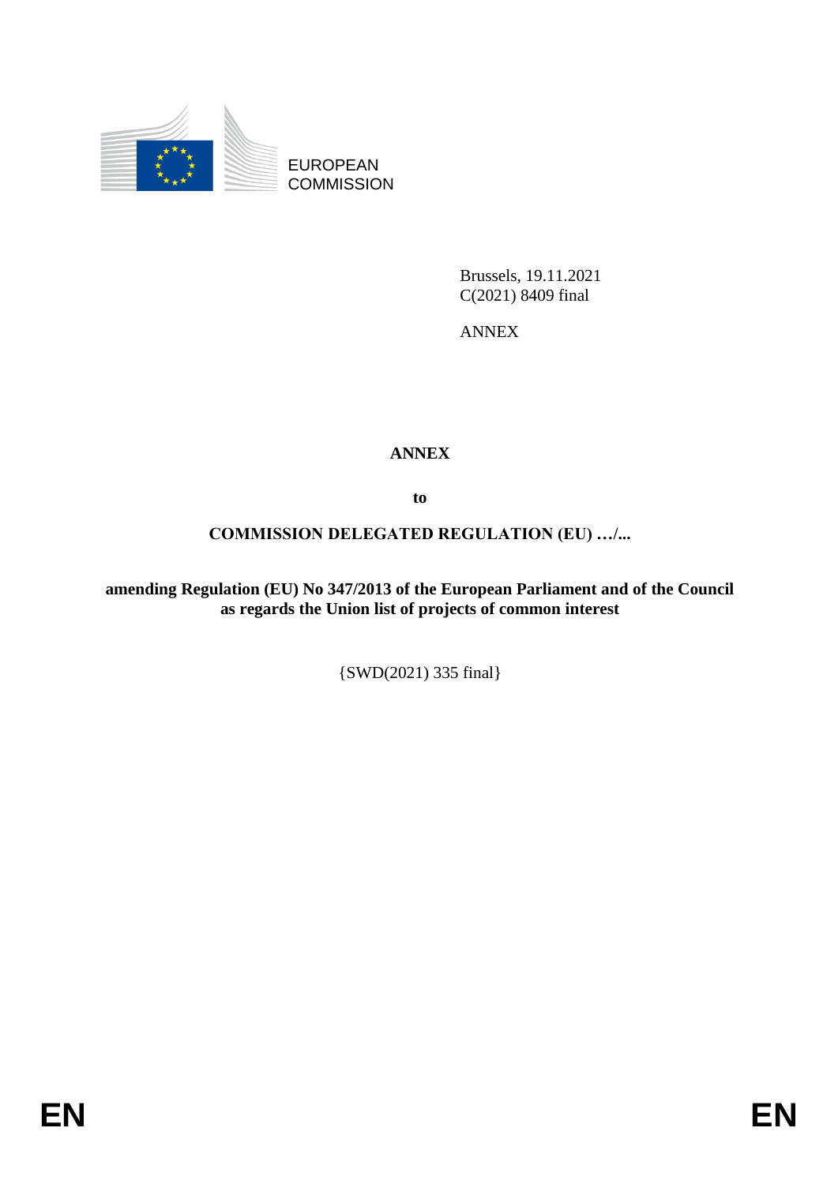EUROPEAN COMMISSION

Brussels, 19.11.2021
C(2021) 8409 final

ANNEX

# ANNEX

**to**

**COMMISSION DELEGATED REGULATION (EU) …/...**

**amending Regulation (EU) No 347/2013 of the European Parliament and of the Council as regards the Union list of projects of common interest**

{SWD(2021) 335 final}

EN EN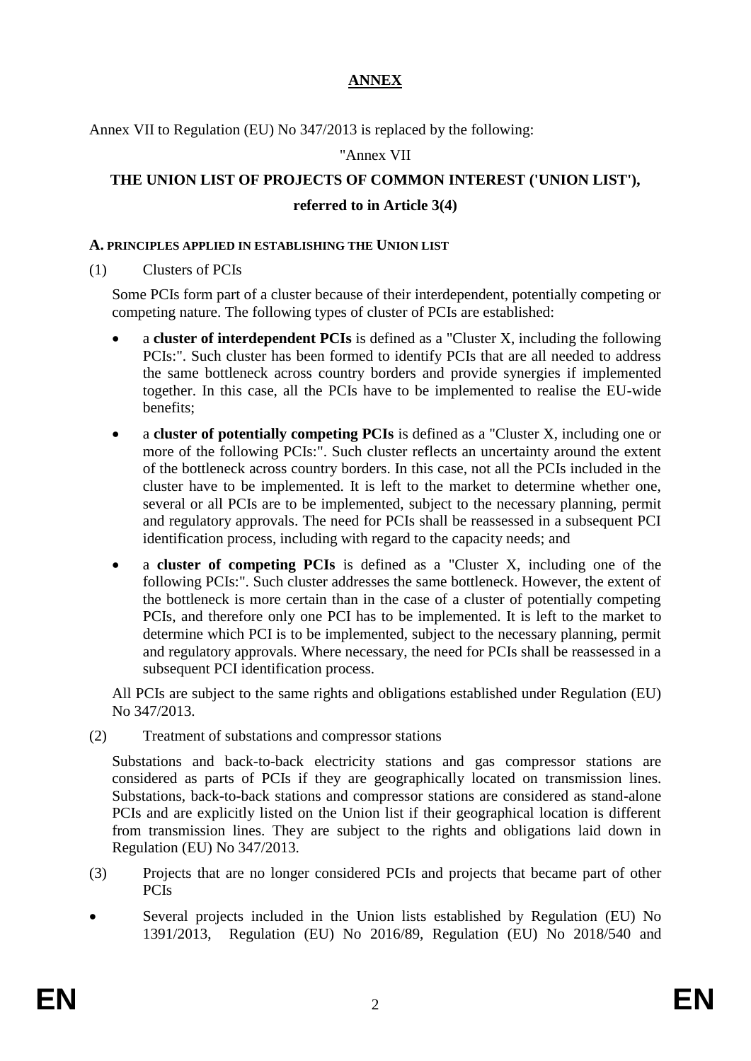# ANNEX

Annex VII to Regulation (EU) No 347/2013 is replaced by the following:

"Annex VII

## THE UNION LIST OF PROJECTS OF COMMON INTEREST ('UNION LIST'), referred to in Article 3(4)

### A. PRINCIPLES APPLIED IN ESTABLISHING THE UNION LIST

(1) Clusters of PCIs

Some PCIs form part of a cluster because of their interdependent, potentially competing or competing nature. The following types of cluster of PCIs are established:

- a **cluster of interdependent PCIs** is defined as a "Cluster X, including the following PCIs:". Such cluster has been formed to identify PCIs that are all needed to address the same bottleneck across country borders and provide synergies if implemented together. In this case, all the PCIs have to be implemented to realise the EU-wide benefits;
- a **cluster of potentially competing PCIs** is defined as a "Cluster X, including one or more of the following PCIs:". Such cluster reflects an uncertainty around the extent of the bottleneck across country borders. In this case, not all the PCIs included in the cluster have to be implemented. It is left to the market to determine whether one, several or all PCIs are to be implemented, subject to the necessary planning, permit and regulatory approvals. The need for PCIs shall be reassessed in a subsequent PCI identification process, including with regard to the capacity needs; and
- a **cluster of competing PCIs** is defined as a "Cluster X, including one of the following PCIs:". Such cluster addresses the same bottleneck. However, the extent of the bottleneck is more certain than in the case of a cluster of potentially competing PCIs, and therefore only one PCI has to be implemented. It is left to the market to determine which PCI is to be implemented, subject to the necessary planning, permit and regulatory approvals. Where necessary, the need for PCIs shall be reassessed in a subsequent PCI identification process.

All PCIs are subject to the same rights and obligations established under Regulation (EU) No 347/2013.

(2) Treatment of substations and compressor stations

Substations and back-to-back electricity stations and gas compressor stations are considered as parts of PCIs if they are geographically located on transmission lines. Substations, back-to-back stations and compressor stations are considered as stand-alone PCIs and are explicitly listed on the Union list if their geographical location is different from transmission lines. They are subject to the rights and obligations laid down in Regulation (EU) No 347/2013.

(3) Projects that are no longer considered PCIs and projects that became part of other PCIs

- Several projects included in the Union lists established by Regulation (EU) No 1391/2013, Regulation (EU) No 2016/89, Regulation (EU) No 2018/540 and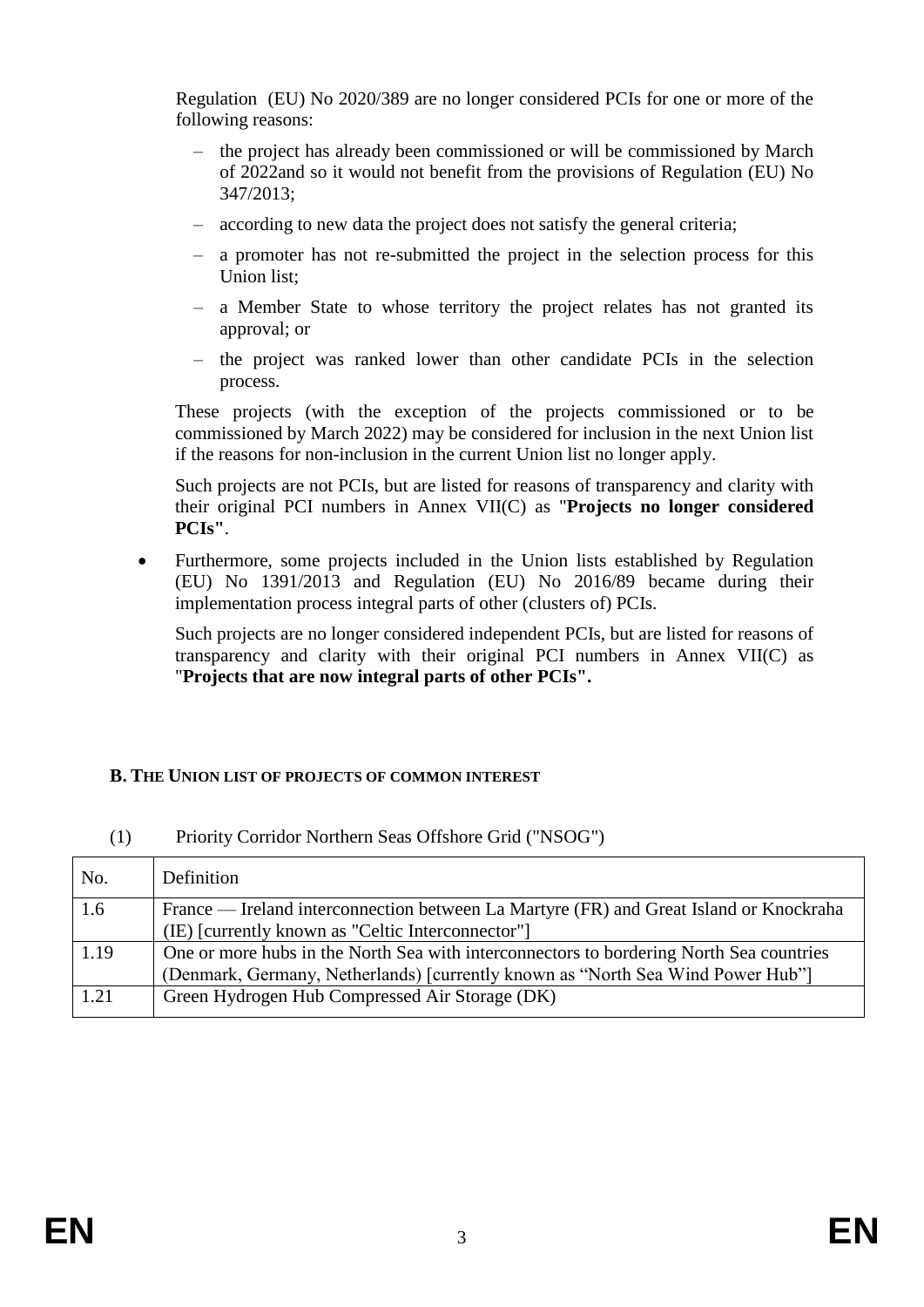Regulation (EU) No 2020/389 are no longer considered PCIs for one or more of the following reasons:

– the project has already been commissioned or will be commissioned by March of 2022and so it would not benefit from the provisions of Regulation (EU) No 347/2013;

– according to new data the project does not satisfy the general criteria;

– a promoter has not re-submitted the project in the selection process for this Union list;

– a Member State to whose territory the project relates has not granted its approval; or

– the project was ranked lower than other candidate PCIs in the selection process.

These projects (with the exception of the projects commissioned or to be commissioned by March 2022) may be considered for inclusion in the next Union list if the reasons for non-inclusion in the current Union list no longer apply.

Such projects are not PCIs, but are listed for reasons of transparency and clarity with their original PCI numbers in Annex VII(C) as "**Projects no longer considered PCIs"**.

- Furthermore, some projects included in the Union lists established by Regulation (EU) No 1391/2013 and Regulation (EU) No 2016/89 became during their implementation process integral parts of other (clusters of) PCIs.

  Such projects are no longer considered independent PCIs, but are listed for reasons of transparency and clarity with their original PCI numbers in Annex VII(C) as "**Projects that are now integral parts of other PCIs".**

## B. THE UNION LIST OF PROJECTS OF COMMON INTEREST

(1) Priority Corridor Northern Seas Offshore Grid ("NSOG")

| No. | Definition |
|---|---|
| 1.6 | France — Ireland interconnection between La Martyre (FR) and Great Island or Knockraha (IE) [currently known as "Celtic Interconnector"] |
| 1.19 | One or more hubs in the North Sea with interconnectors to bordering North Sea countries (Denmark, Germany, Netherlands) [currently known as "North Sea Wind Power Hub"] |
| 1.21 | Green Hydrogen Hub Compressed Air Storage (DK) |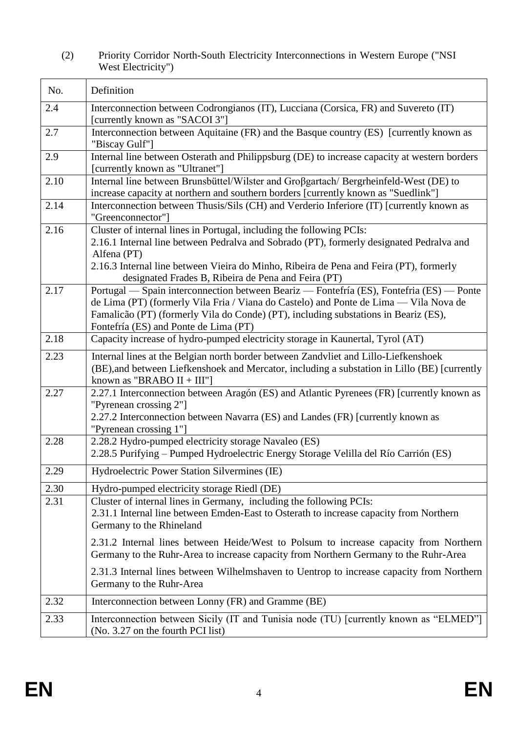(2) Priority Corridor North-South Electricity Interconnections in Western Europe ("NSI West Electricity")

| No. | Definition |
|---|---|
| 2.4 | Interconnection between Codrongianos (IT), Lucciana (Corsica, FR) and Suvereto (IT) [currently known as "SACOI 3"] |
| 2.7 | Interconnection between Aquitaine (FR) and the Basque country (ES) [currently known as "Biscay Gulf"] |
| 2.9 | Internal line between Osterath and Philippsburg (DE) to increase capacity at western borders [currently known as "Ultranet"] |
| 2.10 | Internal line between Brunsbüttel/Wilster and Groβgartach/ Bergrheinfeld-West (DE) to increase capacity at northern and southern borders [currently known as "Suedlink"] |
| 2.14 | Interconnection between Thusis/Sils (CH) and Verderio Inferiore (IT) [currently known as "Greenconnector"] |
| 2.16 | Cluster of internal lines in Portugal, including the following PCIs:<br>2.16.1 Internal line between Pedralva and Sobrado (PT), formerly designated Pedralva and Alfena (PT)<br>2.16.3 Internal line between Vieira do Minho, Ribeira de Pena and Feira (PT), formerly designated Frades B, Ribeira de Pena and Feira (PT) |
| 2.17 | Portugal — Spain interconnection between Beariz — Fontefría (ES), Fontefria (ES) — Ponte de Lima (PT) (formerly Vila Fria / Viana do Castelo) and Ponte de Lima — Vila Nova de Famalicão (PT) (formerly Vila do Conde) (PT), including substations in Beariz (ES), Fontefría (ES) and Ponte de Lima (PT) |
| 2.18 | Capacity increase of hydro-pumped electricity storage in Kaunertal, Tyrol (AT) |
| 2.23 | Internal lines at the Belgian north border between Zandvliet and Lillo-Liefkenshoek (BE),and between Liefkenshoek and Mercator, including a substation in Lillo (BE) [currently known as "BRABO II + III"] |
| 2.27 | 2.27.1 Interconnection between Aragón (ES) and Atlantic Pyrenees (FR) [currently known as "Pyrenean crossing 2"]<br>2.27.2 Interconnection between Navarra (ES) and Landes (FR) [currently known as "Pyrenean crossing 1"] |
| 2.28 | 2.28.2 Hydro-pumped electricity storage Navaleo (ES)<br>2.28.5 Purifying – Pumped Hydroelectric Energy Storage Velilla del Río Carrión (ES) |
| 2.29 | Hydroelectric Power Station Silvermines (IE) |
| 2.30 | Hydro-pumped electricity storage Riedl (DE) |
| 2.31 | Cluster of internal lines in Germany, including the following PCIs:<br>2.31.1 Internal line between Emden-East to Osterath to increase capacity from Northern Germany to the Rhineland<br>2.31.2 Internal lines between Heide/West to Polsum to increase capacity from Northern Germany to the Ruhr-Area to increase capacity from Northern Germany to the Ruhr-Area<br>2.31.3 Internal lines between Wilhelmshaven to Uentrop to increase capacity from Northern Germany to the Ruhr-Area |
| 2.32 | Interconnection between Lonny (FR) and Gramme (BE) |
| 2.33 | Interconnection between Sicily (IT and Tunisia node (TU) [currently known as "ELMED"] (No. 3.27 on the fourth PCI list) |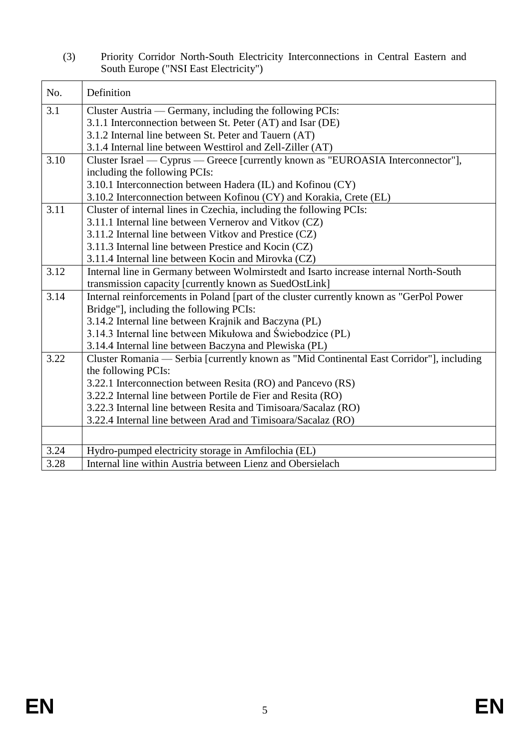(3) Priority Corridor North-South Electricity Interconnections in Central Eastern and South Europe ("NSI East Electricity")

| No. | Definition |
|---|---|
| 3.1 | Cluster Austria — Germany, including the following PCIs:<br>3.1.1 Interconnection between St. Peter (AT) and Isar (DE)<br>3.1.2 Internal line between St. Peter and Tauern (AT)<br>3.1.4 Internal line between Westtirol and Zell-Ziller (AT) |
| 3.10 | Cluster Israel — Cyprus — Greece [currently known as "EUROASIA Interconnector"], including the following PCIs:<br>3.10.1 Interconnection between Hadera (IL) and Kofinou (CY)<br>3.10.2 Interconnection between Kofinou (CY) and Korakia, Crete (EL) |
| 3.11 | Cluster of internal lines in Czechia, including the following PCIs:<br>3.11.1 Internal line between Vernerov and Vitkov (CZ)<br>3.11.2 Internal line between Vitkov and Prestice (CZ)<br>3.11.3 Internal line between Prestice and Kocin (CZ)<br>3.11.4 Internal line between Kocin and Mirovka (CZ) |
| 3.12 | Internal line in Germany between Wolmirstedt and Isarto increase internal North-South transmission capacity [currently known as SuedOstLink] |
| 3.14 | Internal reinforcements in Poland [part of the cluster currently known as "GerPol Power Bridge"], including the following PCIs:<br>3.14.2 Internal line between Krajnik and Baczyna (PL)<br>3.14.3 Internal line between Mikułowa and Świebodzice (PL)<br>3.14.4 Internal line between Baczyna and Plewiska (PL) |
| 3.22 | Cluster Romania — Serbia [currently known as "Mid Continental East Corridor"], including the following PCIs:<br>3.22.1 Interconnection between Resita (RO) and Pancevo (RS)<br>3.22.2 Internal line between Portile de Fier and Resita (RO)<br>3.22.3 Internal line between Resita and Timisoara/Sacalaz (RO)<br>3.22.4 Internal line between Arad and Timisoara/Sacalaz (RO) |
| | |
| 3.24 | Hydro-pumped electricity storage in Amfilochia (EL) |
| 3.28 | Internal line within Austria between Lienz and Obersielach |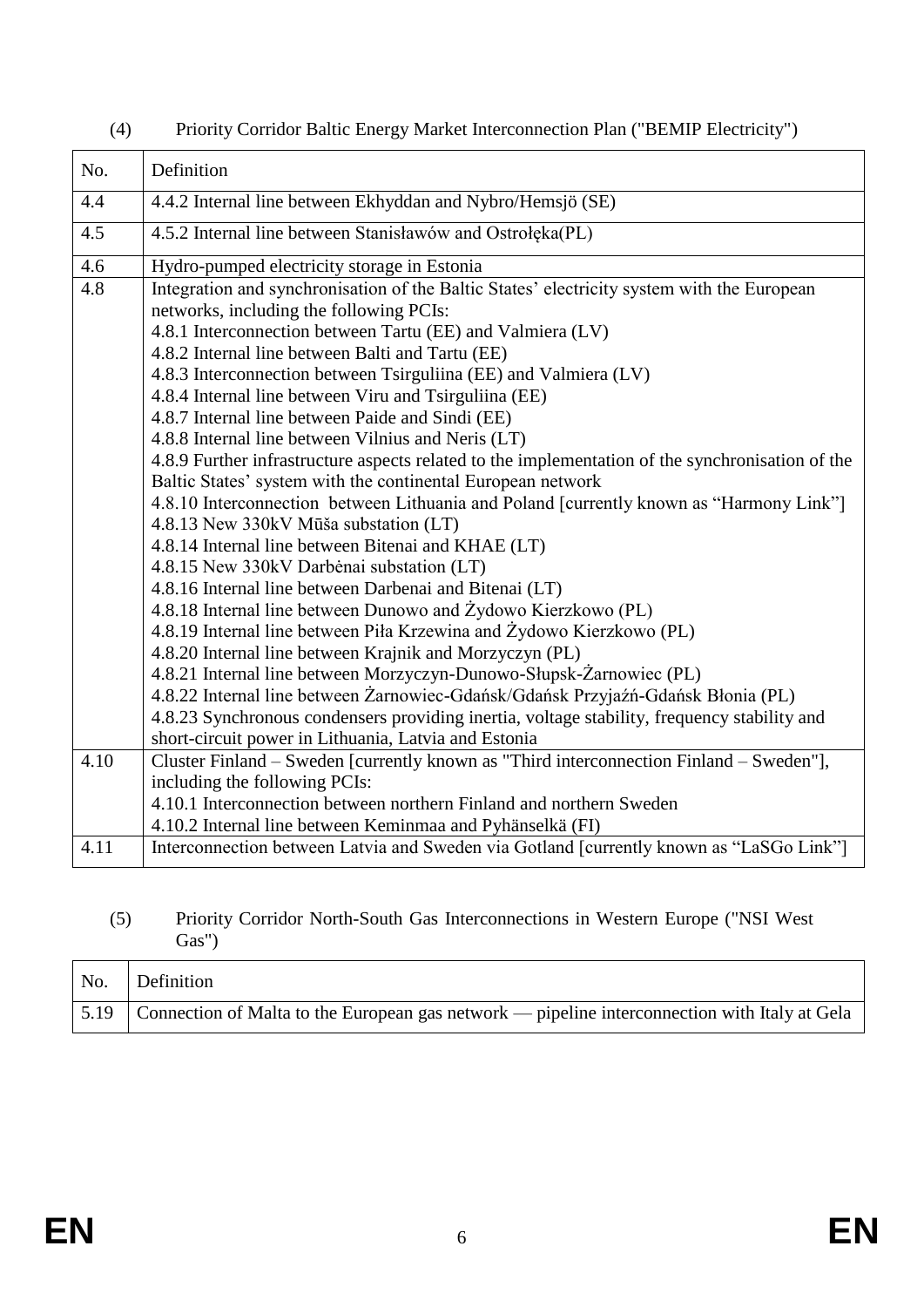(4) Priority Corridor Baltic Energy Market Interconnection Plan ("BEMIP Electricity")

| No. | Definition |
| --- | --- |
| 4.4 | 4.4.2 Internal line between Ekhyddan and Nybro/Hemsjö (SE) |
| 4.5 | 4.5.2 Internal line between Stanisławów and Ostrołęka(PL) |
| 4.6 | Hydro-pumped electricity storage in Estonia |
| 4.8 | Integration and synchronisation of the Baltic States' electricity system with the European networks, including the following PCIs:<br>4.8.1 Interconnection between Tartu (EE) and Valmiera (LV)<br>4.8.2 Internal line between Balti and Tartu (EE)<br>4.8.3 Interconnection between Tsirguliina (EE) and Valmiera (LV)<br>4.8.4 Internal line between Viru and Tsirguliina (EE)<br>4.8.7 Internal line between Paide and Sindi (EE)<br>4.8.8 Internal line between Vilnius and Neris (LT)<br>4.8.9 Further infrastructure aspects related to the implementation of the synchronisation of the Baltic States' system with the continental European network<br>4.8.10 Interconnection between Lithuania and Poland [currently known as "Harmony Link"]<br>4.8.13 New 330kV Mūša substation (LT)<br>4.8.14 Internal line between Bitenai and KHAE (LT)<br>4.8.15 New 330kV Darbėnai substation (LT)<br>4.8.16 Internal line between Darbenai and Bitenai (LT)<br>4.8.18 Internal line between Dunowo and Żydowo Kierzkowo (PL)<br>4.8.19 Internal line between Piła Krzewina and Żydowo Kierzkowo (PL)<br>4.8.20 Internal line between Krajnik and Morzyczyn (PL)<br>4.8.21 Internal line between Morzyczyn-Dunowo-Słupsk-Żarnowiec (PL)<br>4.8.22 Internal line between Żarnowiec-Gdańsk/Gdańsk Przyjaźń-Gdańsk Błonia (PL)<br>4.8.23 Synchronous condensers providing inertia, voltage stability, frequency stability and short-circuit power in Lithuania, Latvia and Estonia |
| 4.10 | Cluster Finland – Sweden [currently known as "Third interconnection Finland – Sweden"], including the following PCIs:<br>4.10.1 Interconnection between northern Finland and northern Sweden<br>4.10.2 Internal line between Keminmaa and Pyhänselkä (FI) |
| 4.11 | Interconnection between Latvia and Sweden via Gotland [currently known as "LaSGo Link"] |

(5) Priority Corridor North-South Gas Interconnections in Western Europe ("NSI West Gas")

| No. | Definition |
| --- | --- |
| 5.19 | Connection of Malta to the European gas network — pipeline interconnection with Italy at Gela |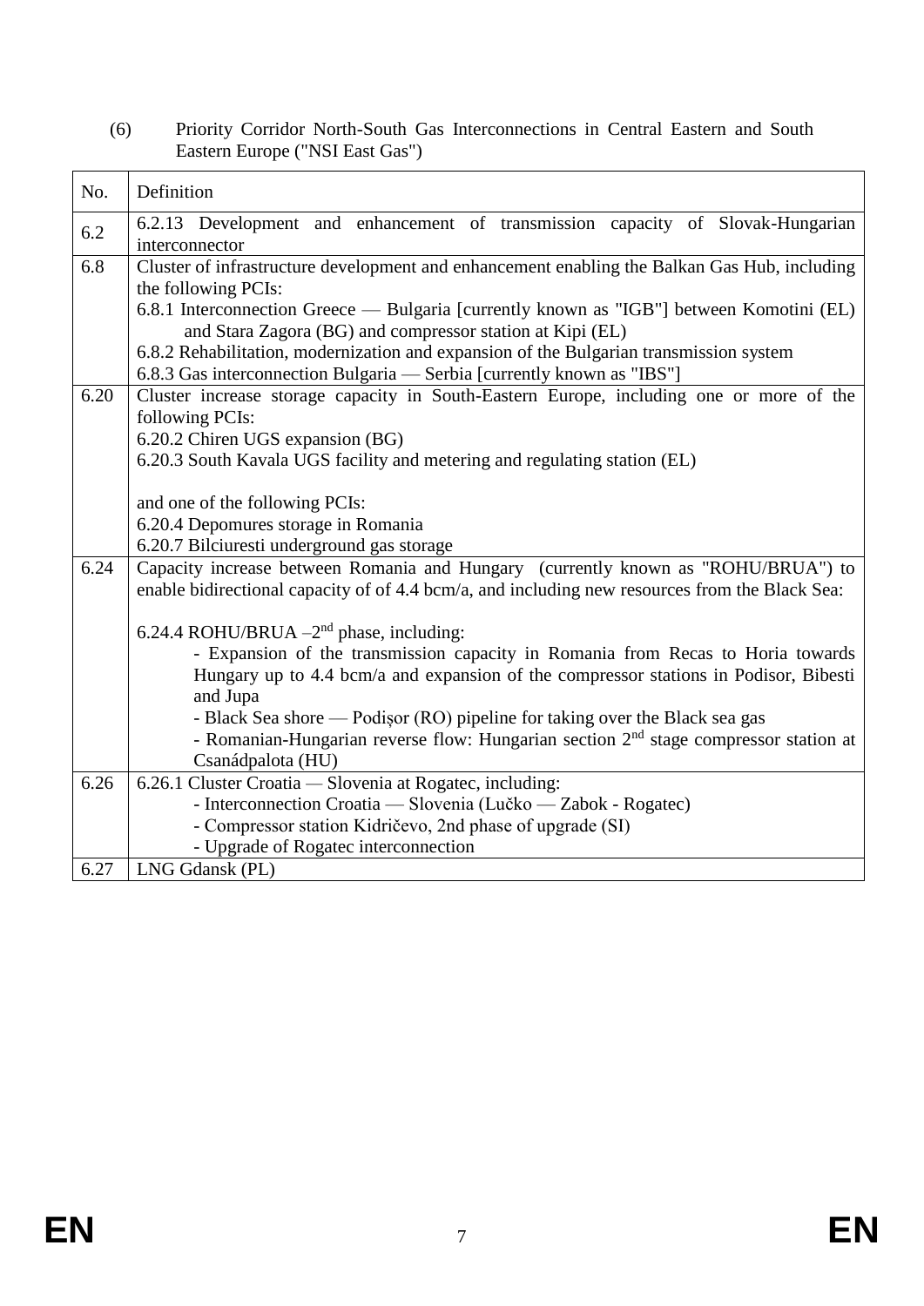(6) Priority Corridor North-South Gas Interconnections in Central Eastern and South Eastern Europe ("NSI East Gas")

| No. | Definition |
|---|---|
| 6.2 | 6.2.13 Development and enhancement of transmission capacity of Slovak-Hungarian interconnector |
| 6.8 | Cluster of infrastructure development and enhancement enabling the Balkan Gas Hub, including the following PCIs:<br>6.8.1 Interconnection Greece — Bulgaria [currently known as "IGB"] between Komotini (EL) and Stara Zagora (BG) and compressor station at Kipi (EL)<br>6.8.2 Rehabilitation, modernization and expansion of the Bulgarian transmission system<br>6.8.3 Gas interconnection Bulgaria — Serbia [currently known as "IBS"] |
| 6.20 | Cluster increase storage capacity in South-Eastern Europe, including one or more of the following PCIs:<br>6.20.2 Chiren UGS expansion (BG)<br>6.20.3 South Kavala UGS facility and metering and regulating station (EL)<br><br>and one of the following PCIs:<br>6.20.4 Depomures storage in Romania<br>6.20.7 Bilciuresti underground gas storage |
| 6.24 | Capacity increase between Romania and Hungary (currently known as "ROHU/BRUA") to enable bidirectional capacity of of 4.4 bcm/a, and including new resources from the Black Sea:<br><br>6.24.4 ROHU/BRUA –2nd phase, including:<br>- Expansion of the transmission capacity in Romania from Recas to Horia towards Hungary up to 4.4 bcm/a and expansion of the compressor stations in Podisor, Bibesti and Jupa<br>- Black Sea shore — Podişor (RO) pipeline for taking over the Black sea gas<br>- Romanian-Hungarian reverse flow: Hungarian section 2nd stage compressor station at Csanádpalota (HU) |
| 6.26 | 6.26.1 Cluster Croatia — Slovenia at Rogatec, including:<br>- Interconnection Croatia — Slovenia (Lučko — Zabok - Rogatec)<br>- Compressor station Kidričevo, 2nd phase of upgrade (SI)<br>- Upgrade of Rogatec interconnection |
| 6.27 | LNG Gdansk (PL) |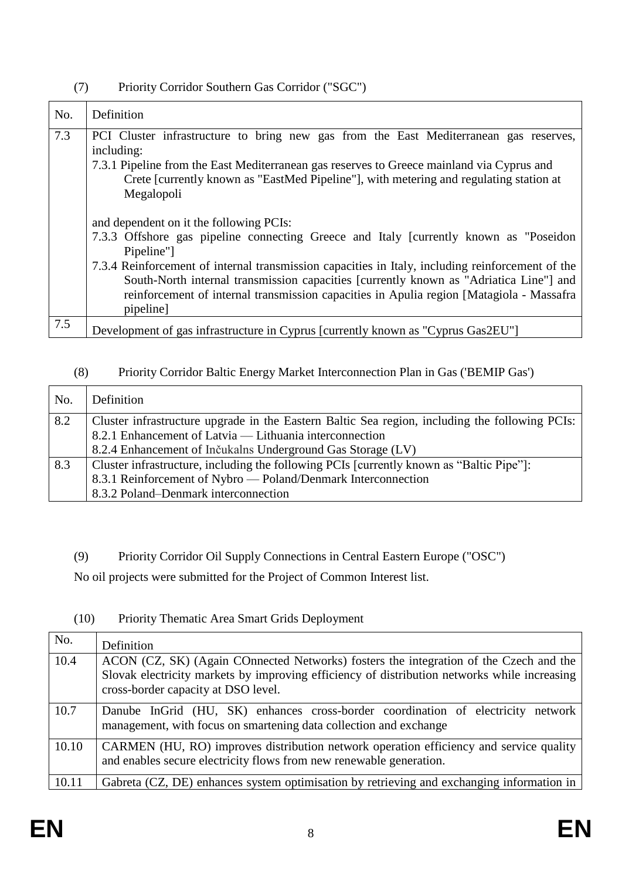(7) Priority Corridor Southern Gas Corridor ("SGC")

| No. | Definition |
|---|---|
| 7.3 | PCI Cluster infrastructure to bring new gas from the East Mediterranean gas reserves, including:<br>7.3.1 Pipeline from the East Mediterranean gas reserves to Greece mainland via Cyprus and Crete [currently known as "EastMed Pipeline"], with metering and regulating station at Megalopoli<br><br>and dependent on it the following PCIs:<br>7.3.3 Offshore gas pipeline connecting Greece and Italy [currently known as "Poseidon Pipeline"]<br>7.3.4 Reinforcement of internal transmission capacities in Italy, including reinforcement of the South-North internal transmission capacities [currently known as "Adriatica Line"] and reinforcement of internal transmission capacities in Apulia region [Matagiola - Massafra pipeline] |
| 7.5 | Development of gas infrastructure in Cyprus [currently known as "Cyprus Gas2EU"] |

(8) Priority Corridor Baltic Energy Market Interconnection Plan in Gas ('BEMIP Gas')

| No. | Definition |
|---|---|
| 8.2 | Cluster infrastructure upgrade in the Eastern Baltic Sea region, including the following PCIs:<br>8.2.1 Enhancement of Latvia — Lithuania interconnection<br>8.2.4 Enhancement of Inčukalns Underground Gas Storage (LV) |
| 8.3 | Cluster infrastructure, including the following PCIs [currently known as "Baltic Pipe"]:<br>8.3.1 Reinforcement of Nybro — Poland/Denmark Interconnection<br>8.3.2 Poland–Denmark interconnection |

(9) Priority Corridor Oil Supply Connections in Central Eastern Europe ("OSC")

No oil projects were submitted for the Project of Common Interest list.

(10) Priority Thematic Area Smart Grids Deployment

| No. | Definition |
|---|---|
| 10.4 | ACON (CZ, SK) (Again COnnected Networks) fosters the integration of the Czech and the Slovak electricity markets by improving efficiency of distribution networks while increasing cross-border capacity at DSO level. |
| 10.7 | Danube InGrid (HU, SK) enhances cross-border coordination of electricity network management, with focus on smartening data collection and exchange |
| 10.10 | CARMEN (HU, RO) improves distribution network operation efficiency and service quality and enables secure electricity flows from new renewable generation. |
| 10.11 | Gabreta (CZ, DE) enhances system optimisation by retrieving and exchanging information in |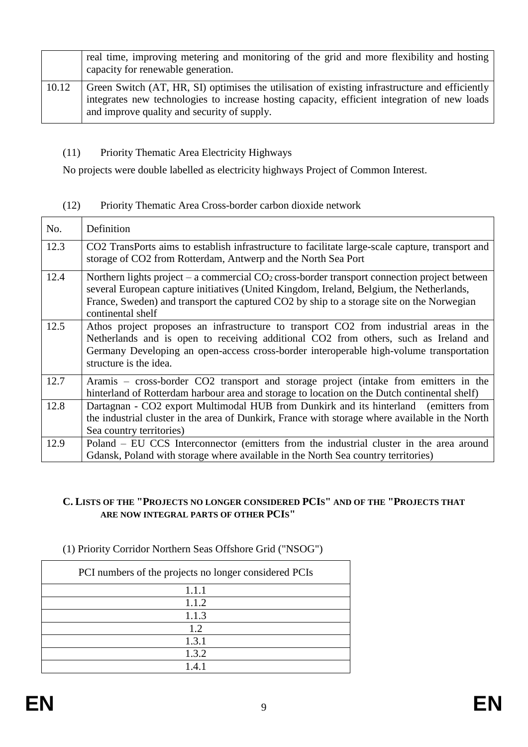|  | real time, improving metering and monitoring of the grid and more flexibility and hosting capacity for renewable generation. |
| --- | --- |
| 10.12 | Green Switch (AT, HR, SI) optimises the utilisation of existing infrastructure and efficiently integrates new technologies to increase hosting capacity, efficient integration of new loads and improve quality and security of supply. |

(11) Priority Thematic Area Electricity Highways

No projects were double labelled as electricity highways Project of Common Interest.

(12) Priority Thematic Area Cross-border carbon dioxide network

| No. | Definition |
| --- | --- |
| 12.3 | CO2 TransPorts aims to establish infrastructure to facilitate large-scale capture, transport and storage of CO2 from Rotterdam, Antwerp and the North Sea Port |
| 12.4 | Northern lights project – a commercial $CO_2$ cross-border transport connection project between several European capture initiatives (United Kingdom, Ireland, Belgium, the Netherlands, France, Sweden) and transport the captured CO2 by ship to a storage site on the Norwegian continental shelf |
| 12.5 | Athos project proposes an infrastructure to transport CO2 from industrial areas in the Netherlands and is open to receiving additional CO2 from others, such as Ireland and Germany Developing an open-access cross-border interoperable high-volume transportation structure is the idea. |
| 12.7 | Aramis – cross-border CO2 transport and storage project (intake from emitters in the hinterland of Rotterdam harbour area and storage to location on the Dutch continental shelf) |
| 12.8 | Dartagnan - CO2 export Multimodal HUB from Dunkirk and its hinterland (emitters from the industrial cluster in the area of Dunkirk, France with storage where available in the North Sea country territories) |
| 12.9 | Poland – EU CCS Interconnector (emitters from the industrial cluster in the area around Gdansk, Poland with storage where available in the North Sea country territories) |

## C. LISTS OF THE "PROJECTS NO LONGER CONSIDERED PCIS" AND OF THE "PROJECTS THAT ARE NOW INTEGRAL PARTS OF OTHER PCIS"

(1) Priority Corridor Northern Seas Offshore Grid ("NSOG")

| PCI numbers of the projects no longer considered PCIs |
| --- |
| 1.1.1 |
| 1.1.2 |
| 1.1.3 |
| 1.2 |
| 1.3.1 |
| 1.3.2 |
| 1.4.1 |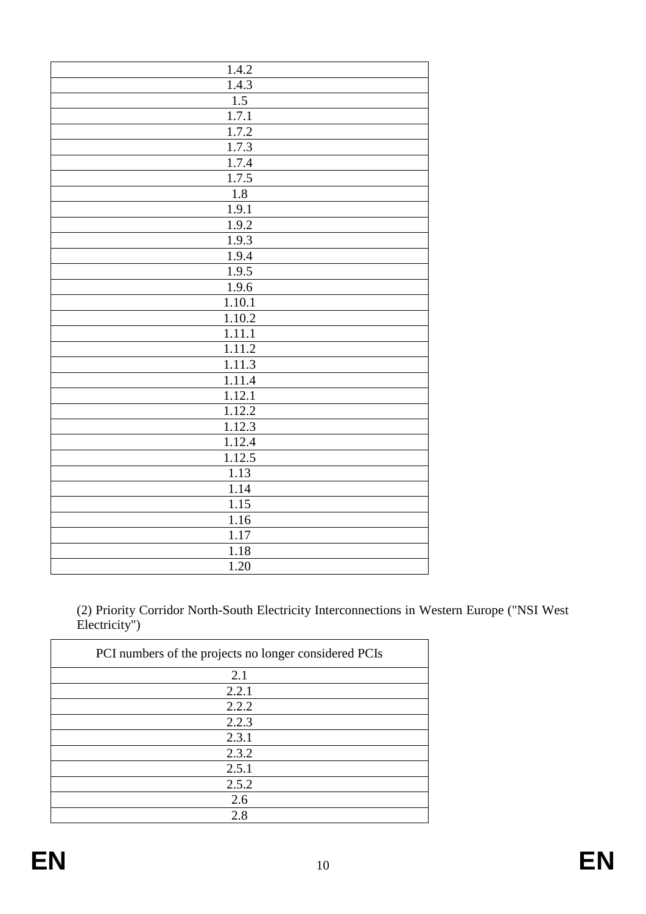| PCI numbers of the projects no longer considered PCIs |
|---|
| 1.4.2 |
| 1.4.3 |
| 1.5 |
| 1.7.1 |
| 1.7.2 |
| 1.7.3 |
| 1.7.4 |
| 1.7.5 |
| 1.8 |
| 1.9.1 |
| 1.9.2 |
| 1.9.3 |
| 1.9.4 |
| 1.9.5 |
| 1.9.6 |
| 1.10.1 |
| 1.10.2 |
| 1.11.1 |
| 1.11.2 |
| 1.11.3 |
| 1.11.4 |
| 1.12.1 |
| 1.12.2 |
| 1.12.3 |
| 1.12.4 |
| 1.12.5 |
| 1.13 |
| 1.14 |
| 1.15 |
| 1.16 |
| 1.17 |
| 1.18 |
| 1.20 |

(2) Priority Corridor North-South Electricity Interconnections in Western Europe ("NSI West Electricity")

| PCI numbers of the projects no longer considered PCIs |
|---|
| 2.1 |
| 2.2.1 |
| 2.2.2 |
| 2.2.3 |
| 2.3.1 |
| 2.3.2 |
| 2.5.1 |
| 2.5.2 |
| 2.6 |
| 2.8 |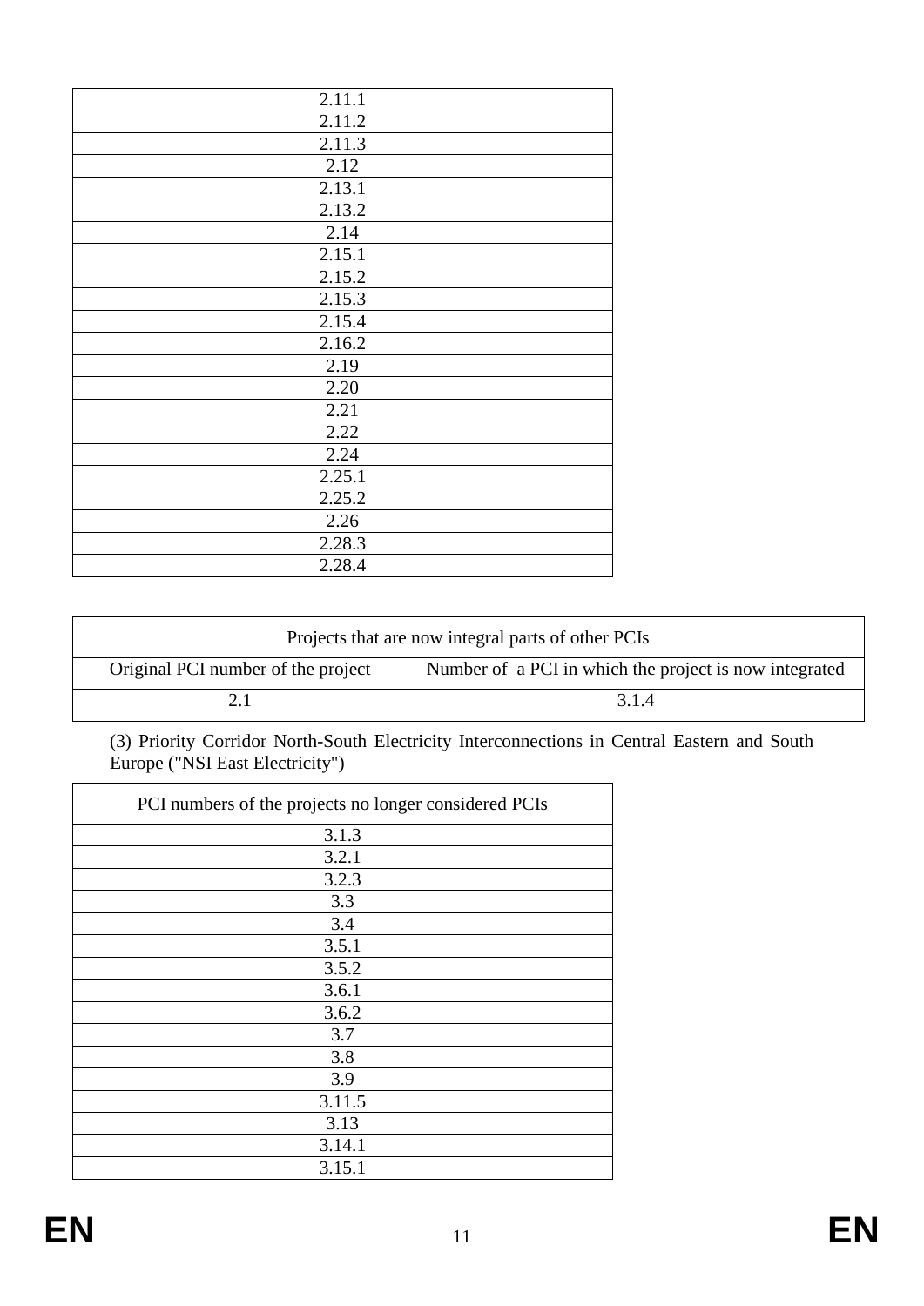| |
|---|
| 2.11.1 |
| 2.11.2 |
| 2.11.3 |
| 2.12 |
| 2.13.1 |
| 2.13.2 |
| 2.14 |
| 2.15.1 |
| 2.15.2 |
| 2.15.3 |
| 2.15.4 |
| 2.16.2 |
| 2.19 |
| 2.20 |
| 2.21 |
| 2.22 |
| 2.24 |
| 2.25.1 |
| 2.25.2 |
| 2.26 |
| 2.28.3 |
| 2.28.4 |

| Projects that are now integral parts of other PCIs | |
|---|---|
| Original PCI number of the project | Number of a PCI in which the project is now integrated |
| 2.1 | 3.1.4 |

(3) Priority Corridor North-South Electricity Interconnections in Central Eastern and South Europe ("NSI East Electricity")

| PCI numbers of the projects no longer considered PCIs |
|---|
| 3.1.3 |
| 3.2.1 |
| 3.2.3 |
| 3.3 |
| 3.4 |
| 3.5.1 |
| 3.5.2 |
| 3.6.1 |
| 3.6.2 |
| 3.7 |
| 3.8 |
| 3.9 |
| 3.11.5 |
| 3.13 |
| 3.14.1 |
| 3.15.1 |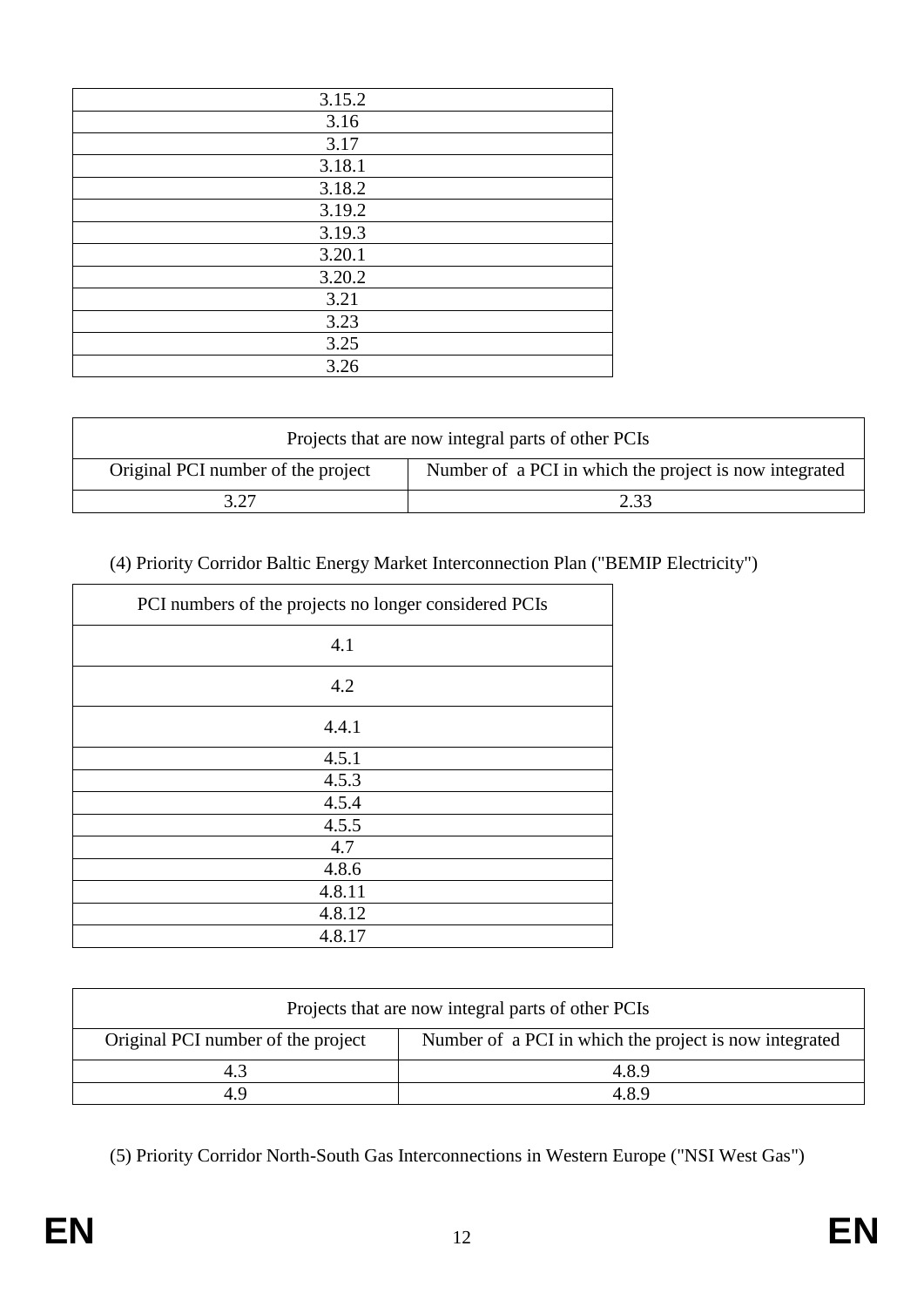| PCI numbers of the projects no longer considered PCIs |
| --- |
| 3.15.2 |
| 3.16 |
| 3.17 |
| 3.18.1 |
| 3.18.2 |
| 3.19.2 |
| 3.19.3 |
| 3.20.1 |
| 3.20.2 |
| 3.21 |
| 3.23 |
| 3.25 |
| 3.26 |

| Projects that are now integral parts of other PCIs | |
| --- | --- |
| Original PCI number of the project | Number of a PCI in which the project is now integrated |
| 3.27 | 2.33 |

(4) Priority Corridor Baltic Energy Market Interconnection Plan ("BEMIP Electricity")

| PCI numbers of the projects no longer considered PCIs |
| --- |
| 4.1 |
| 4.2 |
| 4.4.1 |
| 4.5.1 |
| 4.5.3 |
| 4.5.4 |
| 4.5.5 |
| 4.7 |
| 4.8.6 |
| 4.8.11 |
| 4.8.12 |
| 4.8.17 |

| Projects that are now integral parts of other PCIs | |
| --- | --- |
| Original PCI number of the project | Number of a PCI in which the project is now integrated |
| 4.3 | 4.8.9 |
| 4.9 | 4.8.9 |

(5) Priority Corridor North-South Gas Interconnections in Western Europe ("NSI West Gas")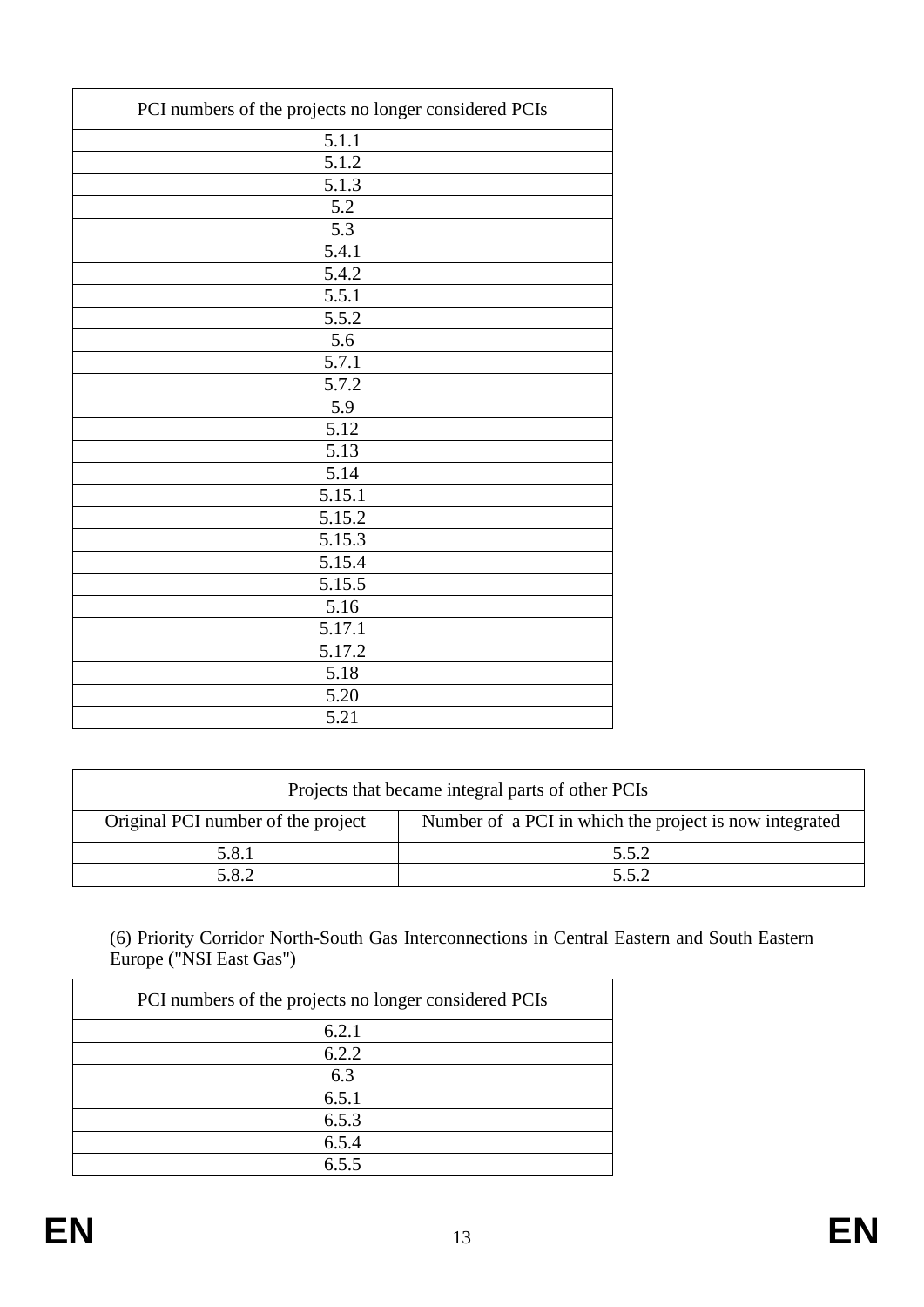| PCI numbers of the projects no longer considered PCIs |
|---|
| 5.1.1 |
| 5.1.2 |
| 5.1.3 |
| 5.2 |
| 5.3 |
| 5.4.1 |
| 5.4.2 |
| 5.5.1 |
| 5.5.2 |
| 5.6 |
| 5.7.1 |
| 5.7.2 |
| 5.9 |
| 5.12 |
| 5.13 |
| 5.14 |
| 5.15.1 |
| 5.15.2 |
| 5.15.3 |
| 5.15.4 |
| 5.15.5 |
| 5.16 |
| 5.17.1 |
| 5.17.2 |
| 5.18 |
| 5.20 |
| 5.21 |

| Projects that became integral parts of other PCIs | |
|---|---|
| Original PCI number of the project | Number of a PCI in which the project is now integrated |
| 5.8.1 | 5.5.2 |
| 5.8.2 | 5.5.2 |

(6) Priority Corridor North-South Gas Interconnections in Central Eastern and South Eastern Europe ("NSI East Gas")

| PCI numbers of the projects no longer considered PCIs |
|---|
| 6.2.1 |
| 6.2.2 |
| 6.3 |
| 6.5.1 |
| 6.5.3 |
| 6.5.4 |
| 6.5.5 |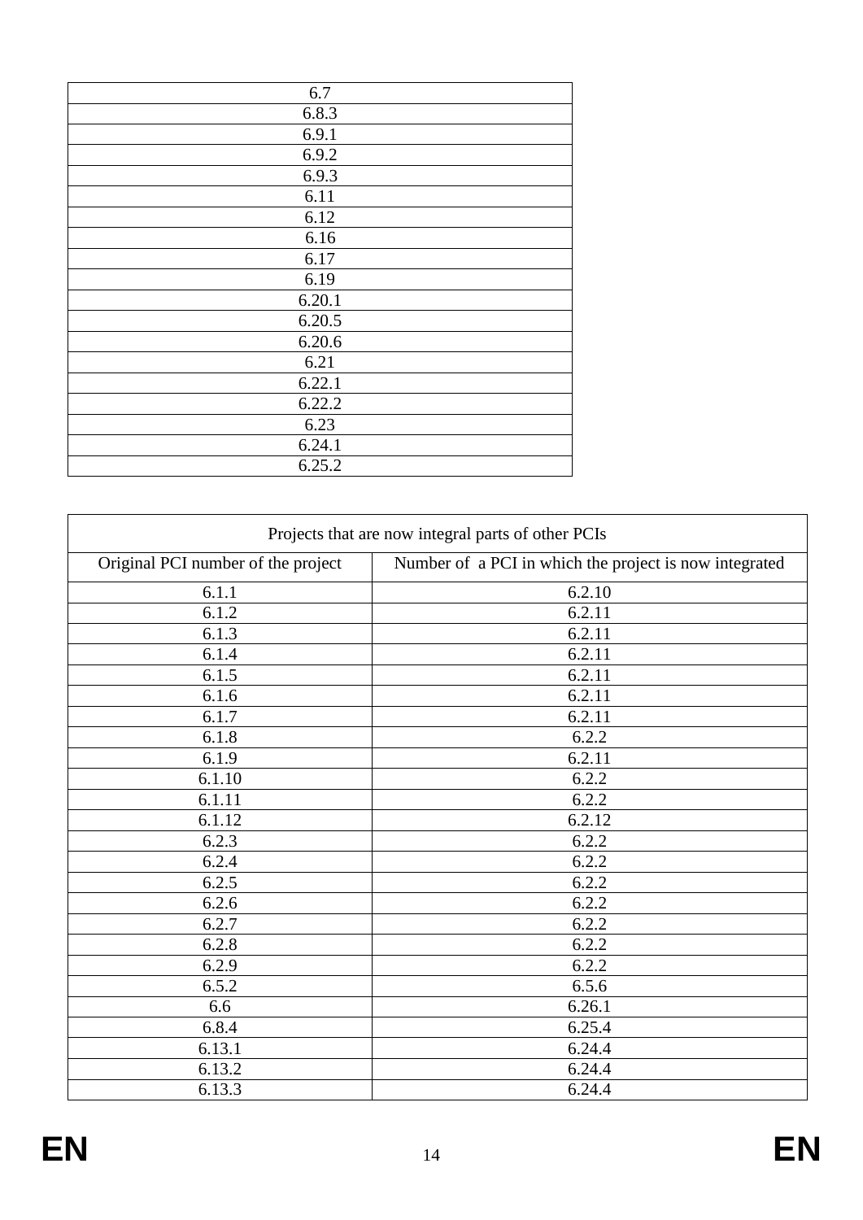| 6.7 |
|---|
| 6.8.3 |
| 6.9.1 |
| 6.9.2 |
| 6.9.3 |
| 6.11 |
| 6.12 |
| 6.16 |
| 6.17 |
| 6.19 |
| 6.20.1 |
| 6.20.5 |
| 6.20.6 |
| 6.21 |
| 6.22.1 |
| 6.22.2 |
| 6.23 |
| 6.24.1 |
| 6.25.2 |

| Projects that are now integral parts of other PCIs | |
|---|---|
| Original PCI number of the project | Number of a PCI in which the project is now integrated |
| 6.1.1 | 6.2.10 |
| 6.1.2 | 6.2.11 |
| 6.1.3 | 6.2.11 |
| 6.1.4 | 6.2.11 |
| 6.1.5 | 6.2.11 |
| 6.1.6 | 6.2.11 |
| 6.1.7 | 6.2.11 |
| 6.1.8 | 6.2.2 |
| 6.1.9 | 6.2.11 |
| 6.1.10 | 6.2.2 |
| 6.1.11 | 6.2.2 |
| 6.1.12 | 6.2.12 |
| 6.2.3 | 6.2.2 |
| 6.2.4 | 6.2.2 |
| 6.2.5 | 6.2.2 |
| 6.2.6 | 6.2.2 |
| 6.2.7 | 6.2.2 |
| 6.2.8 | 6.2.2 |
| 6.2.9 | 6.2.2 |
| 6.5.2 | 6.5.6 |
| 6.6 | 6.26.1 |
| 6.8.4 | 6.25.4 |
| 6.13.1 | 6.24.4 |
| 6.13.2 | 6.24.4 |
| 6.13.3 | 6.24.4 |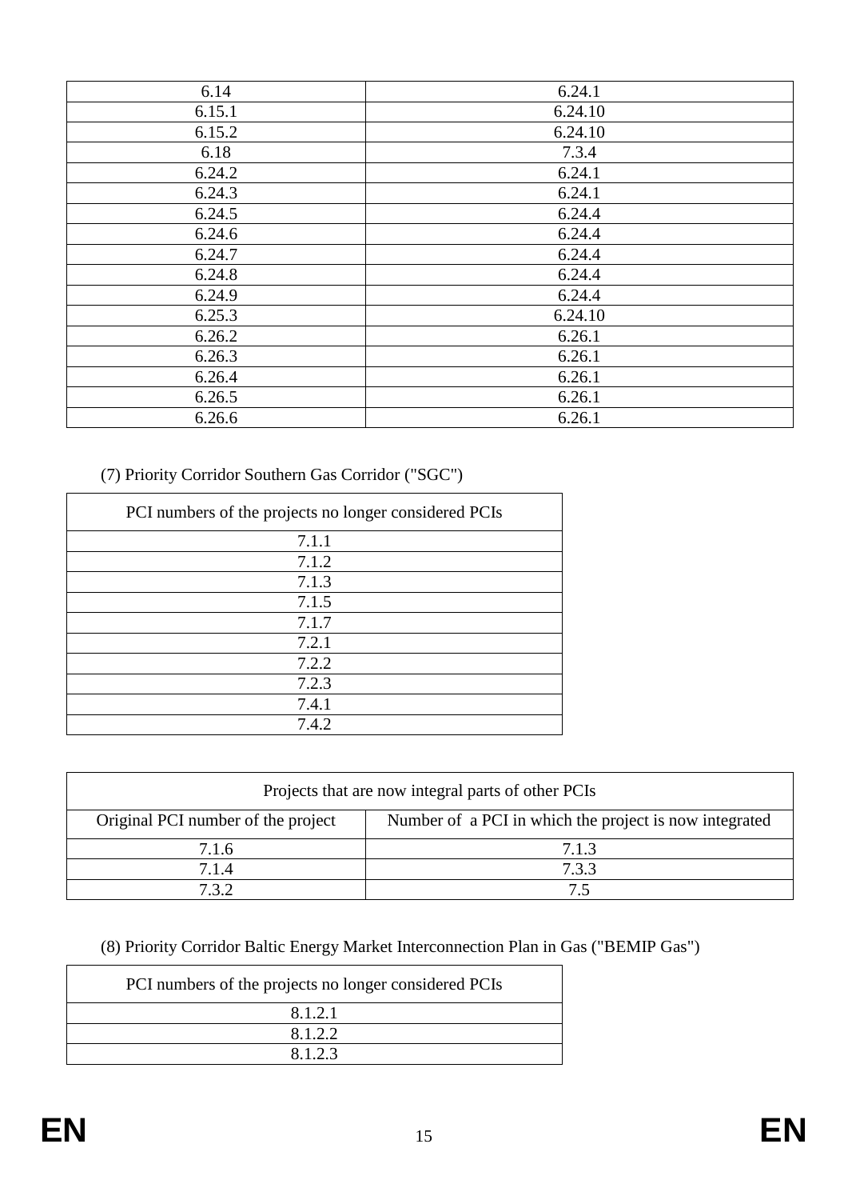| | |
|---|---|
| 6.14 | 6.24.1 |
| 6.15.1 | 6.24.10 |
| 6.15.2 | 6.24.10 |
| 6.18 | 7.3.4 |
| 6.24.2 | 6.24.1 |
| 6.24.3 | 6.24.1 |
| 6.24.5 | 6.24.4 |
| 6.24.6 | 6.24.4 |
| 6.24.7 | 6.24.4 |
| 6.24.8 | 6.24.4 |
| 6.24.9 | 6.24.4 |
| 6.25.3 | 6.24.10 |
| 6.26.2 | 6.26.1 |
| 6.26.3 | 6.26.1 |
| 6.26.4 | 6.26.1 |
| 6.26.5 | 6.26.1 |
| 6.26.6 | 6.26.1 |

(7) Priority Corridor Southern Gas Corridor ("SGC")

| PCI numbers of the projects no longer considered PCIs |
|---|
| 7.1.1 |
| 7.1.2 |
| 7.1.3 |
| 7.1.5 |
| 7.1.7 |
| 7.2.1 |
| 7.2.2 |
| 7.2.3 |
| 7.4.1 |
| 7.4.2 |

| Projects that are now integral parts of other PCIs | |
|---|---|
| Original PCI number of the project | Number of a PCI in which the project is now integrated |
| 7.1.6 | 7.1.3 |
| 7.1.4 | 7.3.3 |
| 7.3.2 | 7.5 |

(8) Priority Corridor Baltic Energy Market Interconnection Plan in Gas ("BEMIP Gas")

| PCI numbers of the projects no longer considered PCIs |
|---|
| 8.1.2.1 |
| 8.1.2.2 |
| 8.1.2.3 |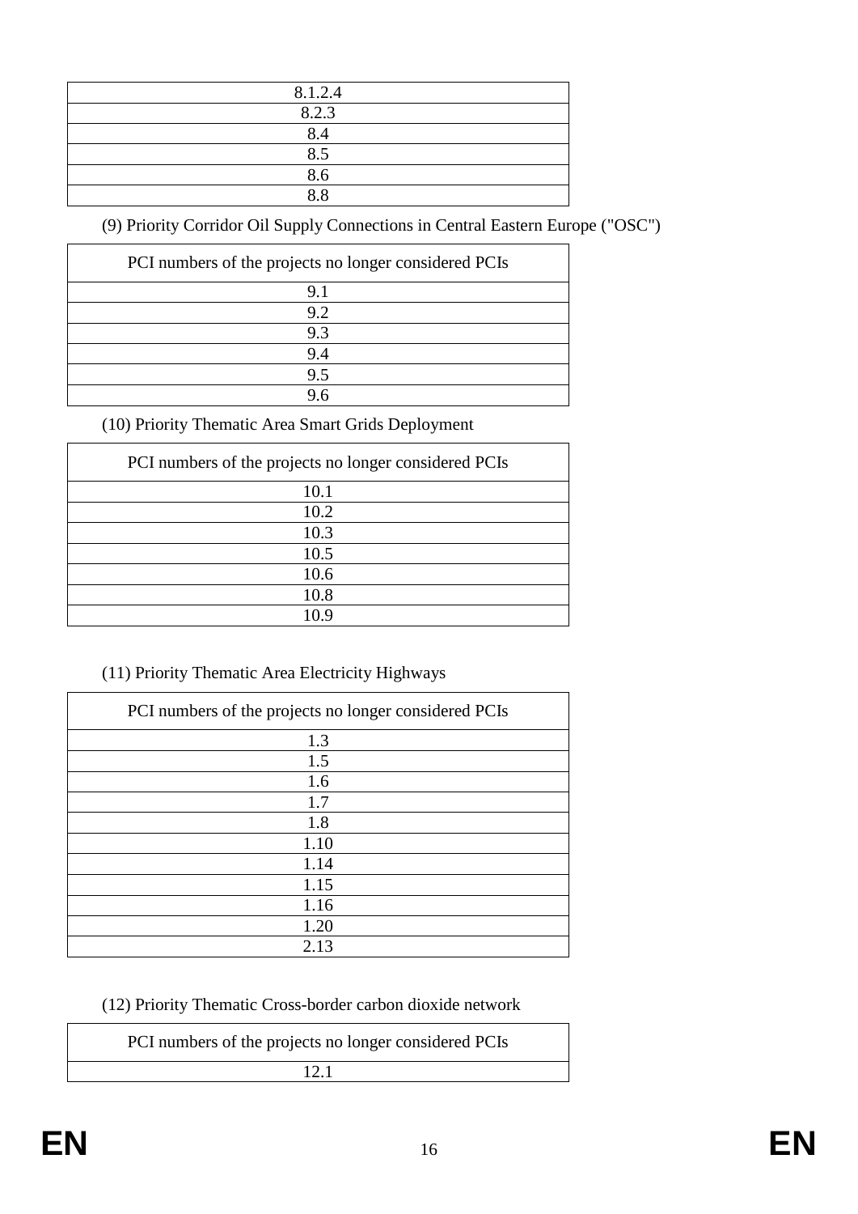| 8.1.2.4 |
| --- |
| 8.2.3 |
| 8.4 |
| 8.5 |
| 8.6 |
| 8.8 |

(9) Priority Corridor Oil Supply Connections in Central Eastern Europe ("OSC")

| PCI numbers of the projects no longer considered PCIs |
| --- |
| 9.1 |
| 9.2 |
| 9.3 |
| 9.4 |
| 9.5 |
| 9.6 |

(10) Priority Thematic Area Smart Grids Deployment

| PCI numbers of the projects no longer considered PCIs |
| --- |
| 10.1 |
| 10.2 |
| 10.3 |
| 10.5 |
| 10.6 |
| 10.8 |
| 10.9 |

(11) Priority Thematic Area Electricity Highways

| PCI numbers of the projects no longer considered PCIs |
| --- |
| 1.3 |
| 1.5 |
| 1.6 |
| 1.7 |
| 1.8 |
| 1.10 |
| 1.14 |
| 1.15 |
| 1.16 |
| 1.20 |
| 2.13 |

(12) Priority Thematic Cross-border carbon dioxide network

| PCI numbers of the projects no longer considered PCIs |
| --- |
| 12.1 |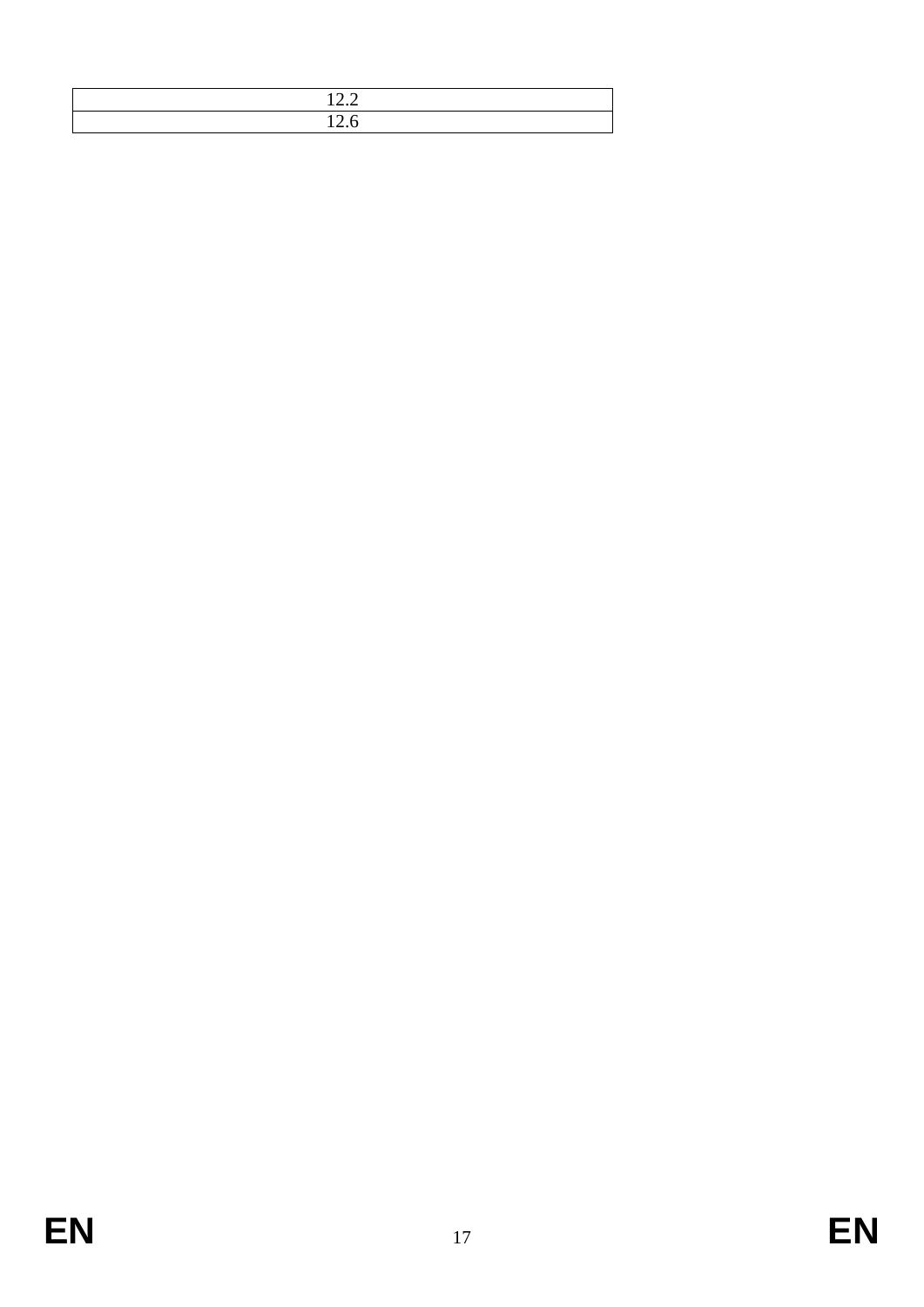| |
|---|
| 12.2 |
| 12.6 |